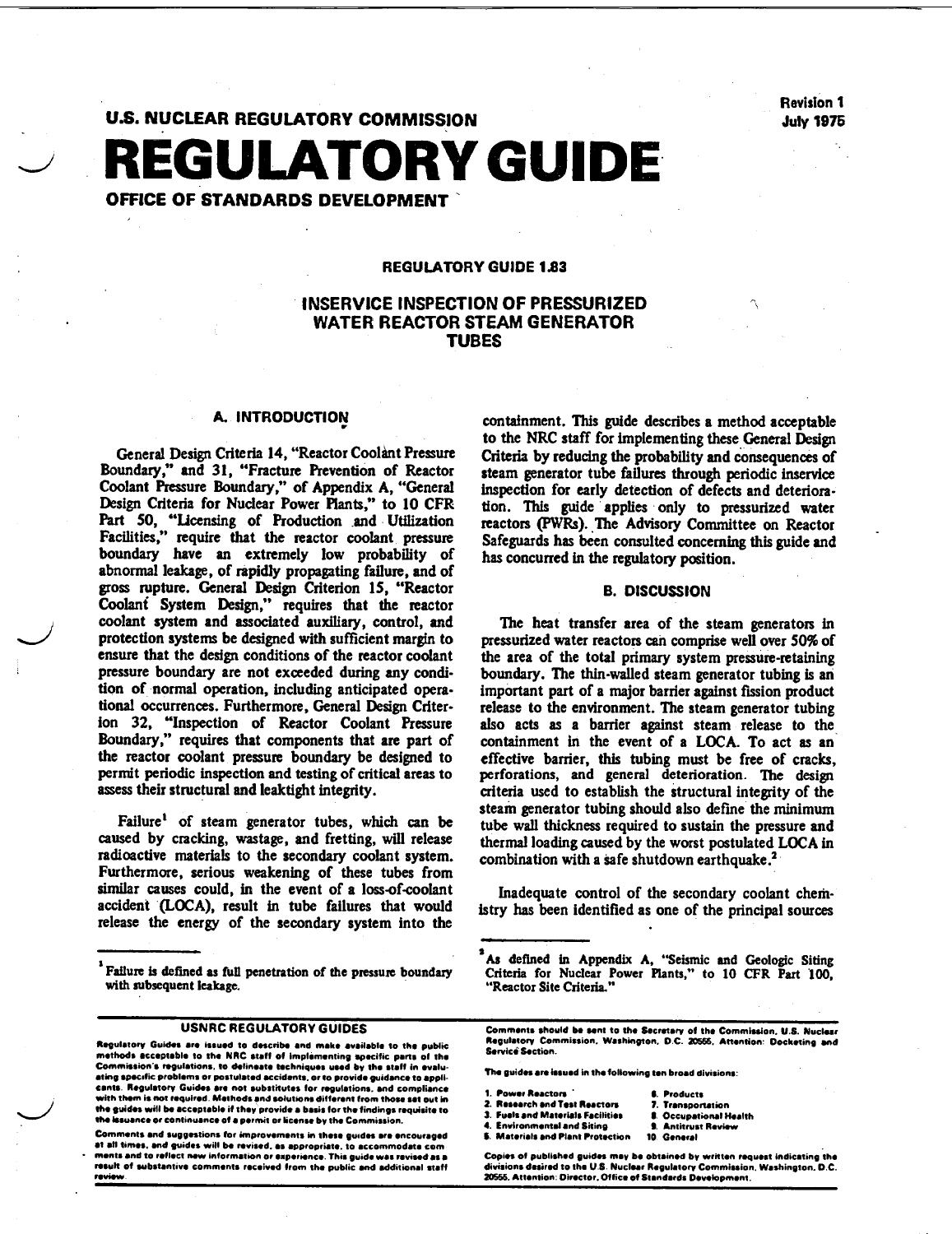Revision 1
July 1975

U.S. NUCLEAR REGULATORY COMMISSION

# REGULATORY GUIDE

OFFICE OF STANDARDS DEVELOPMENT

## REGULATORY GUIDE 1.83

## INSERVICE INSPECTION OF PRESSURIZED WATER REACTOR STEAM GENERATOR TUBES

### A. INTRODUCTION

General Design Criteria 14, "Reactor Coolant Pressure Boundary," and 31, "Fracture Prevention of Reactor Coolant Pressure Boundary," of Appendix A, "General Design Criteria for Nuclear Power Plants," to 10 CFR Part 50, "Licensing of Production and Utilization Facilities," require that the reactor coolant pressure boundary have an extremely low probability of abnormal leakage, of rapidly propagating failure, and of gross rupture. General Design Criterion 15, "Reactor Coolant System Design," requires that the reactor coolant system and associated auxiliary, control, and protection systems be designed with sufficient margin to ensure that the design conditions of the reactor coolant pressure boundary are not exceeded during any condition of normal operation, including anticipated operational occurrences. Furthermore, General Design Criterion 32, "Inspection of Reactor Coolant Pressure Boundary," requires that components that are part of the reactor coolant pressure boundary be designed to permit periodic inspection and testing of critical areas to assess their structural and leaktight integrity.

Failure[1] of steam generator tubes, which can be caused by cracking, wastage, and fretting, will release radioactive materials to the secondary coolant system. Furthermore, serious weakening of these tubes from similar causes could, in the event of a loss-of-coolant accident (LOCA), result in tube failures that would release the energy of the secondary system into the containment. This guide describes a method acceptable to the NRC staff for implementing these General Design Criteria by reducing the probability and consequences of steam generator tube failures through periodic inservice inspection for early detection of defects and deterioration. This guide applies only to pressurized water reactors (PWRs). The Advisory Committee on Reactor Safeguards has been consulted concerning this guide and has concurred in the regulatory position.

### B. DISCUSSION

The heat transfer area of the steam generators in pressurized water reactors can comprise well over 50% of the area of the total primary system pressure-retaining boundary. The thin-walled steam generator tubing is an important part of a major barrier against fission product release to the environment. The steam generator tubing also acts as a barrier against steam release to the containment in the event of a LOCA. To act as an effective barrier, this tubing must be free of cracks, perforations, and general deterioration. The design criteria used to establish the structural integrity of the steam generator tubing should also define the minimum tube wall thickness required to sustain the pressure and thermal loading caused by the worst postulated LOCA in combination with a safe shutdown earthquake.[2]

Inadequate control of the secondary coolant chemistry has been identified as one of the principal sources

[1] Failure is defined as full penetration of the pressure boundary with subsequent leakage.

[2] As defined in Appendix A, "Seismic and Geologic Siting Criteria for Nuclear Power Plants," to 10 CFR Part 100, "Reactor Site Criteria."

**USNRC REGULATORY GUIDES**

Regulatory Guides are issued to describe and make available to the public methods acceptable to the NRC staff of implementing specific parts of the Commission's regulations, to delineate techniques used by the staff in evaluating specific problems or postulated accidents, or to provide guidance to applicants. Regulatory Guides are not substitutes for regulations, and compliance with them is not required. Methods and solutions different from those set out in the guides will be acceptable if they provide a basis for the findings requisite to the issuance or continuance of a permit or license by the Commission.

Comments and suggestions for improvements in these guides are encouraged at all times, and guides will be revised, as appropriate, to accommodate comments and to reflect new information or experience. This guide was revised as a result of substantive comments received from the public and additional staff review.

Comments should be sent to the Secretary of the Commission, U.S. Nuclear Regulatory Commission, Washington, D.C. 20555, Attention: Docketing and Service Section.

The guides are issued in the following ten broad divisions:

1. Power Reactors
2. Research and Test Reactors
3. Fuels and Materials Facilities
4. Environmental and Siting
5. Materials and Plant Protection
6. Products
7. Transportation
8. Occupational Health
9. Antitrust Review
10. General

Copies of published guides may be obtained by written request indicating the divisions desired to the U.S. Nuclear Regulatory Commission, Washington, D.C. 20555, Attention: Director, Office of Standards Development.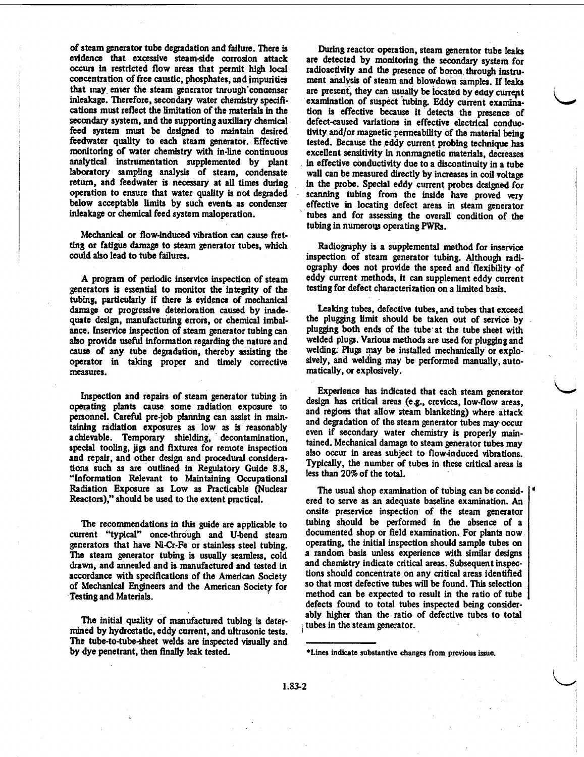of steam generator tube degradation and failure. There is evidence that excessive steam-side corrosion attack occurs in restricted flow areas that permit high local concentration of free caustic, phosphates, and impurities that may enter the steam generator through condenser inleakage. Therefore, secondary water chemistry specifications must reflect the limitation of the materials in the secondary system, and the supporting auxiliary chemical feed system must be designed to maintain desired feedwater quality to each steam generator. Effective monitoring of water chemistry with in-line continuous analytical instrumentation supplemented by plant laboratory sampling analysis of steam, condensate return, and feedwater is necessary at all times during operation to ensure that water quality is not degraded below acceptable limits by such events as condenser inleakage or chemical feed system maloperation.

Mechanical or flow-induced vibration can cause fretting or fatigue damage to steam generator tubes, which could also lead to tube failures.

A program of periodic inservice inspection of steam generators is essential to monitor the integrity of the tubing, particularly if there is evidence of mechanical damage or progressive deterioration caused by inadequate design, manufacturing errors, or chemical imbalance. Inservice inspection of steam generator tubing can also provide useful information regarding the nature and cause of any tube degradation, thereby assisting the operator in taking proper and timely corrective measures.

Inspection and repairs of steam generator tubing in operating plants cause some radiation exposure to personnel. Careful pre-job planning can assist in maintaining radiation exposures as low as is reasonably achievable. Temporary shielding, decontamination, special tooling, jigs and fixtures for remote inspection and repair, and other design and procedural considerations such as are outlined in Regulatory Guide 8.8, "Information Relevant to Maintaining Occupational Radiation Exposure as Low as Practicable (Nuclear Reactors)," should be used to the extent practical.

The recommendations in this guide are applicable to current "typical" once-through and U-bend steam generators that have Ni-Cr-Fe or stainless steel tubing. The steam generator tubing is usually seamless, cold drawn, and annealed and is manufactured and tested in accordance with specifications of the American Society of Mechanical Engineers and the American Society for Testing and Materials.

The initial quality of manufactured tubing is determined by hydrostatic, eddy current, and ultrasonic tests. The tube-to-tube-sheet welds are inspected visually and by dye penetrant, then finally leak tested.

During reactor operation, steam generator tube leaks are detected by monitoring the secondary system for radioactivity and the presence of boron through instrument analysis of steam and blowdown samples. If leaks are present, they can usually be located by eddy current examination of suspect tubing. Eddy current examination is effective because it detects the presence of defect-caused variations in effective electrical conductivity and/or magnetic permeability of the material being tested. Because the eddy current probing technique has excellent sensitivity in nonmagnetic materials, decreases in effective conductivity due to a discontinuity in a tube wall can be measured directly by increases in coil voltage in the probe. Special eddy current probes designed for scanning tubing from the inside have proved very effective in locating defect areas in steam generator tubes and for assessing the overall condition of the tubing in numerous operating PWRs.

Radiography is a supplemental method for inservice inspection of steam generator tubing. Although radiography does not provide the speed and flexibility of eddy current methods, it can supplement eddy current testing for defect characterization on a limited basis.

Leaking tubes, defective tubes, and tubes that exceed the plugging limit should be taken out of service by plugging both ends of the tube at the tube sheet with welded plugs. Various methods are used for plugging and welding. Plugs may be installed mechanically or explosively, and welding may be performed manually, automatically, or explosively.

Experience has indicated that each steam generator design has critical areas (e.g., crevices, low-flow areas, and regions that allow steam blanketing) where attack and degradation of the steam generator tubes may occur even if secondary water chemistry is properly maintained. Mechanical damage to steam generator tubes may also occur in areas subject to flow-induced vibrations. Typically, the number of tubes in these critical areas is less than 20% of the total.

The usual shop examination of tubing can be considered to serve as an adequate baseline examination.* An onsite preservice inspection of the steam generator tubing should be performed in the absence of a documented shop or field examination. For plants now operating, the initial inspection should sample tubes on a random basis unless experience with similar designs and chemistry indicate critical areas. Subsequent inspections should concentrate on any critical areas identified so that most defective tubes will be found. This selection method can be expected to result in the ratio of tube defects found to total tubes inspected being considerably higher than the ratio of defective tubes to total tubes in the steam generator.

*Lines indicate substantive changes from previous issue.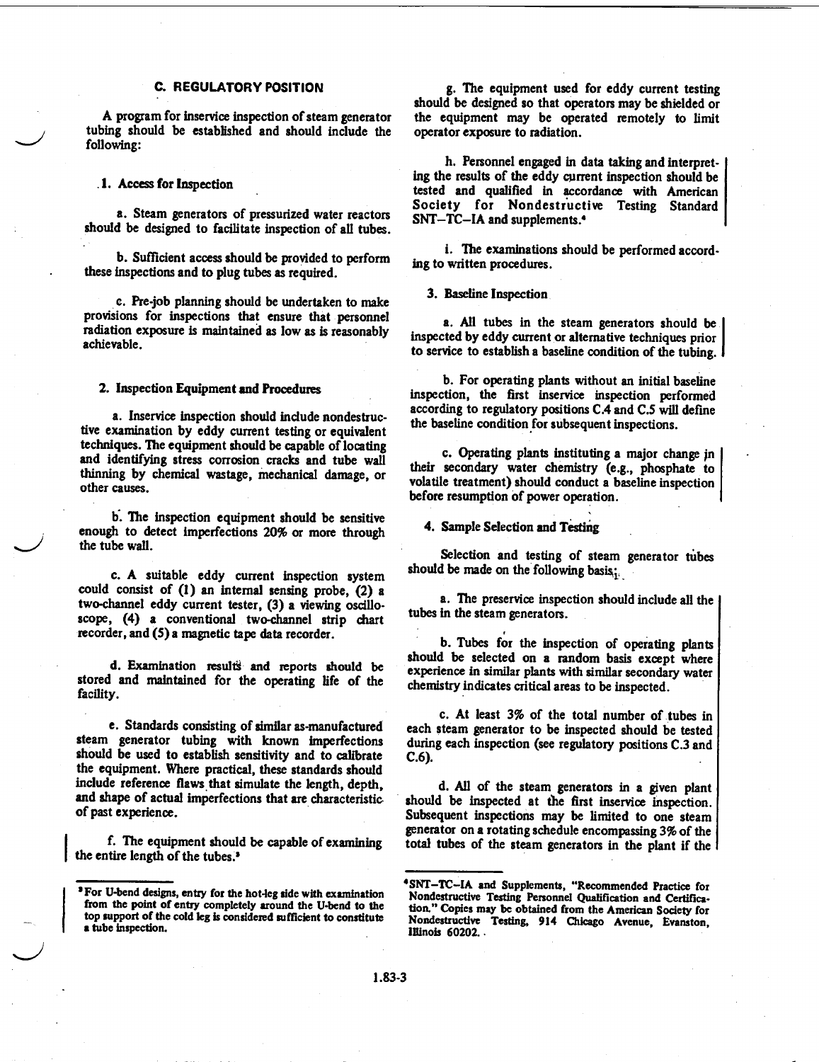## C. REGULATORY POSITION

A program for inservice inspection of steam generator tubing should be established and should include the following:

### 1. Access for Inspection

a. Steam generators of pressurized water reactors should be designed to facilitate inspection of all tubes.

b. Sufficient access should be provided to perform these inspections and to plug tubes as required.

c. Pre-job planning should be undertaken to make provisions for inspections that ensure that personnel radiation exposure is maintained as low as is reasonably achievable.

### 2. Inspection Equipment and Procedures

a. Inservice inspection should include nondestructive examination by eddy current testing or equivalent techniques. The equipment should be capable of locating and identifying stress corrosion cracks and tube wall thinning by chemical wastage, mechanical damage, or other causes.

b. The inspection equipment should be sensitive enough to detect imperfections 20% or more through the tube wall.

c. A suitable eddy current inspection system could consist of (1) an internal sensing probe, (2) a two-channel eddy current tester, (3) a viewing oscilloscope, (4) a conventional two-channel strip chart recorder, and (5) a magnetic tape data recorder.

d. Examination results and reports should be stored and maintained for the operating life of the facility.

e. Standards consisting of similar as-manufactured steam generator tubing with known imperfections should be used to establish sensitivity and to calibrate the equipment. Where practical, these standards should include reference flaws that simulate the length, depth, and shape of actual imperfections that are characteristic of past experience.

f. The equipment should be capable of examining the entire length of the tubes.[3]

g. The equipment used for eddy current testing should be designed so that operators may be shielded or the equipment may be operated remotely to limit operator exposure to radiation.

h. Personnel engaged in data taking and interpreting the results of the eddy current inspection should be tested and qualified in accordance with American Society for Nondestructive Testing Standard SNT–TC–IA and supplements.[4]

i. The examinations should be performed according to written procedures.

### 3. Baseline Inspection

a. All tubes in the steam generators should be inspected by eddy current or alternative techniques prior to service to establish a baseline condition of the tubing.

b. For operating plants without an initial baseline inspection, the first inservice inspection performed according to regulatory positions C.4 and C.5 will define the baseline condition for subsequent inspections.

c. Operating plants instituting a major change in their secondary water chemistry (e.g., phosphate to volatile treatment) should conduct a baseline inspection before resumption of power operation.

### 4. Sample Selection and Testing

Selection and testing of steam generator tubes should be made on the following basis:

a. The preservice inspection should include all the tubes in the steam generators.

b. Tubes for the inspection of operating plants should be selected on a random basis except where experience in similar plants with similar secondary water chemistry indicates critical areas to be inspected.

c. At least 3% of the total number of tubes in each steam generator to be inspected should be tested during each inspection (see regulatory positions C.3 and C.6).

d. All of the steam generators in a given plant should be inspected at the first inservice inspection. Subsequent inspections may be limited to one steam generator on a rotating schedule encompassing 3% of the total tubes of the steam generators in the plant if the

---

[3] For U-bend designs, entry for the hot-leg side with examination from the point of entry completely around the U-bend to the top support of the cold leg is considered sufficient to constitute a tube inspection.

[4] SNT–TC–IA and Supplements, "Recommended Practice for Nondestructive Testing Personnel Qualification and Certification." Copies may be obtained from the American Society for Nondestructive Testing, 914 Chicago Avenue, Evanston, Illinois 60202.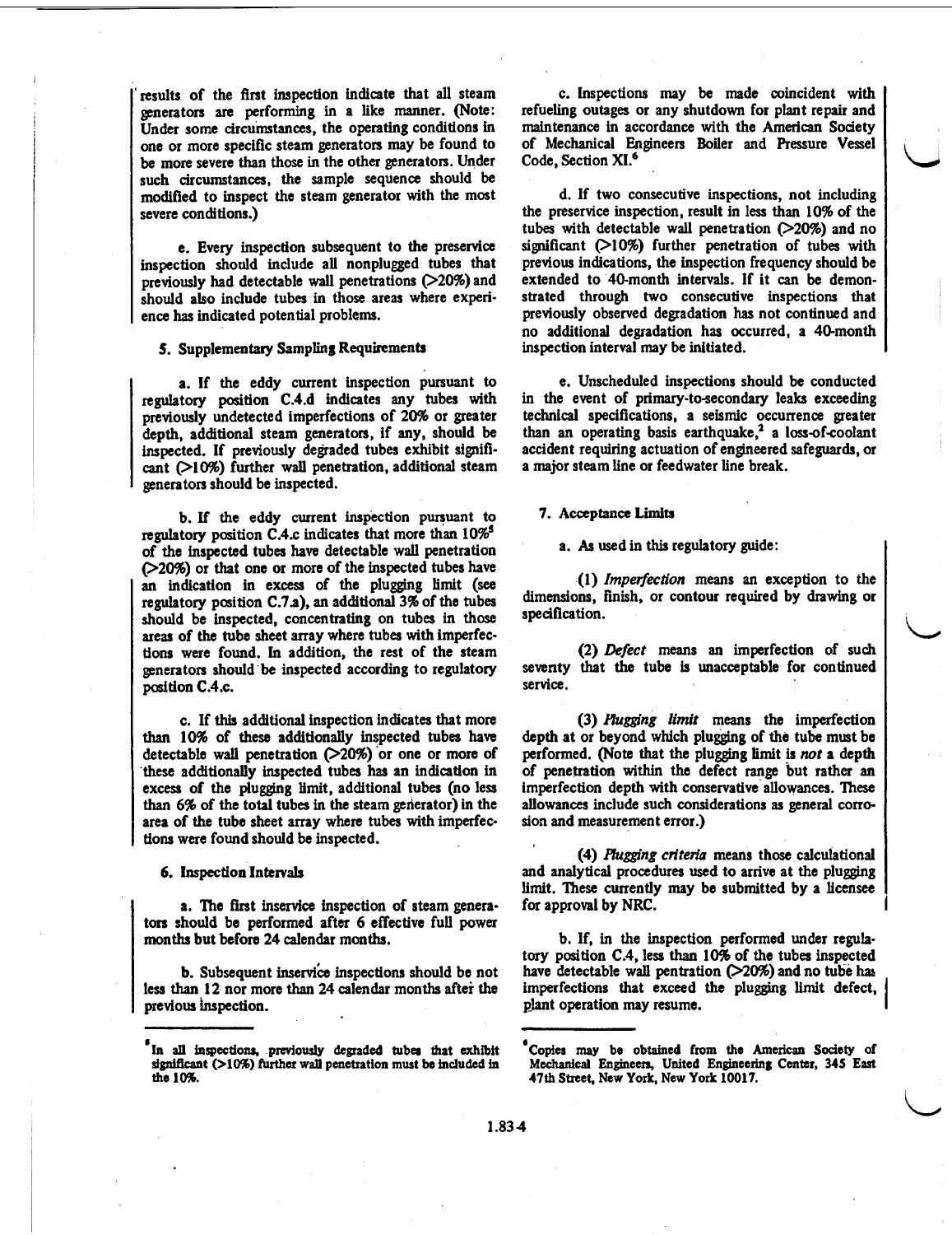results of the first inspection indicate that all steam generators are performing in a like manner. (Note: Under some circumstances, the operating conditions in one or more specific steam generators may be found to be more severe than those in the other generators. Under such circumstances, the sample sequence should be modified to inspect the steam generator with the most severe conditions.)

e. Every inspection subsequent to the preservice inspection should include all nonplugged tubes that previously had detectable wall penetrations (>20%) and should also include tubes in those areas where experience has indicated potential problems.

### 5. Supplementary Sampling Requirements

a. If the eddy current inspection pursuant to regulatory position C.4.d indicates any tubes with previously undetected imperfections of 20% or greater depth, additional steam generators, if any, should be inspected. If previously degraded tubes exhibit significant (>10%) further wall penetration, additional steam generators should be inspected.

b. If the eddy current inspection pursuant to regulatory position C.4.c indicates that more than 10%[5] of the inspected tubes have detectable wall penetration (>20%) or that one or more of the inspected tubes have an indication in excess of the plugging limit (see regulatory position C.7.a), an additional 3% of the tubes should be inspected, concentrating on tubes in those areas of the tube sheet array where tubes with imperfections were found. In addition, the rest of the steam generators should be inspected according to regulatory position C.4.c.

c. If this additional inspection indicates that more than 10% of these additionally inspected tubes have detectable wall penetration (>20%) or one or more of these additionally inspected tubes has an indication in excess of the plugging limit, additional tubes (no less than 6% of the total tubes in the steam generator) in the area of the tube sheet array where tubes with imperfections were found should be inspected.

### 6. Inspection Intervals

a. The first inservice inspection of steam generators should be performed after 6 effective full power months but before 24 calendar months.

b. Subsequent inservice inspections should be not less than 12 nor more than 24 calendar months after the previous inspection.

c. Inspections may be made coincident with refueling outages or any shutdown for plant repair and maintenance in accordance with the American Society of Mechanical Engineers Boiler and Pressure Vessel Code, Section XI.[6]

d. If two consecutive inspections, not including the preservice inspection, result in less than 10% of the tubes with detectable wall penetration (>20%) and no significant (>10%) further penetration of tubes with previous indications, the inspection frequency should be extended to 40-month intervals. If it can be demonstrated through two consecutive inspections that previously observed degradation has not continued and no additional degradation has occurred, a 40-month inspection interval may be initiated.

e. Unscheduled inspections should be conducted in the event of primary-to-secondary leaks exceeding technical specifications, a seismic occurrence greater than an operating basis earthquake,[2] a loss-of-coolant accident requiring actuation of engineered safeguards, or a major steam line or feedwater line break.

### 7. Acceptance Limits

a. As used in this regulatory guide:

(1) *Imperfection* means an exception to the dimensions, finish, or contour required by drawing or specification.

(2) *Defect* means an imperfection of such seventy that the tube is unacceptable for continued service.

(3) *Plugging limit* means the imperfection depth at or beyond which plugging of the tube must be performed. (Note that the plugging limit is *not* a depth of penetration within the defect range but rather an imperfection depth with conservative allowances. These allowances include such considerations as general corrosion and measurement error.)

(4) *Plugging criteria* means those calculational and analytical procedures used to arrive at the plugging limit. These currently may be submitted by a licensee for approval by NRC.

b. If, in the inspection performed under regulatory position C.4, less than 10% of the tubes inspected have detectable wall pentration (>20%) and no tube has imperfections that exceed the plugging limit defect, plant operation may resume.

---

[5] In all inspections, previously degraded tubes that exhibit significant (>10%) further wall penetration must be included in the 10%.

[6] Copies may be obtained from the American Society of Mechanical Engineers, United Engineering Center, 345 East 47th Street, New York, New York 10017.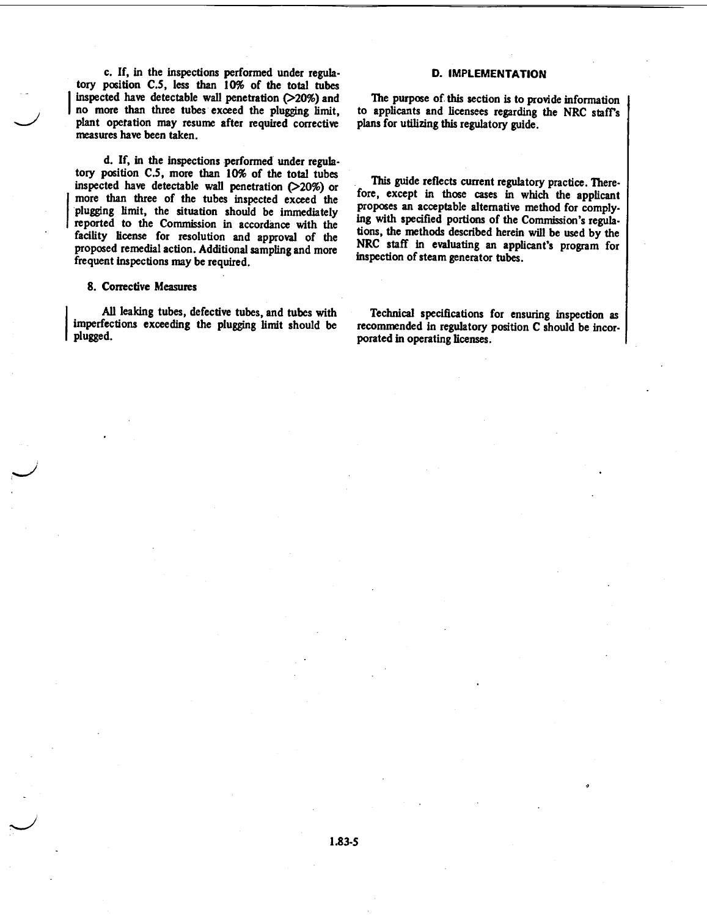c. If, in the inspections performed under regulatory position C.5, less than 10% of the total tubes inspected have detectable wall penetration (>20%) and no more than three tubes exceed the plugging limit, plant operation may resume after required corrective measures have been taken.

d. If, in the inspections performed under regulatory position C.5, more than 10% of the total tubes inspected have detectable wall penetration (>20%) or more than three of the tubes inspected exceed the plugging limit, the situation should be immediately reported to the Commission in accordance with the facility license for resolution and approval of the proposed remedial action. Additional sampling and more frequent inspections may be required.

8. Corrective Measures

All leaking tubes, defective tubes, and tubes with imperfections exceeding the plugging limit should be plugged.

## D. IMPLEMENTATION

The purpose of this section is to provide information to applicants and licensees regarding the NRC staff's plans for utilizing this regulatory guide.

This guide reflects current regulatory practice. Therefore, except in those cases in which the applicant proposes an acceptable alternative method for complying with specified portions of the Commission's regulations, the methods described herein will be used by the NRC staff in evaluating an applicant's program for inspection of steam generator tubes.

Technical specifications for ensuring inspection as recommended in regulatory position C should be incorporated in operating licenses.